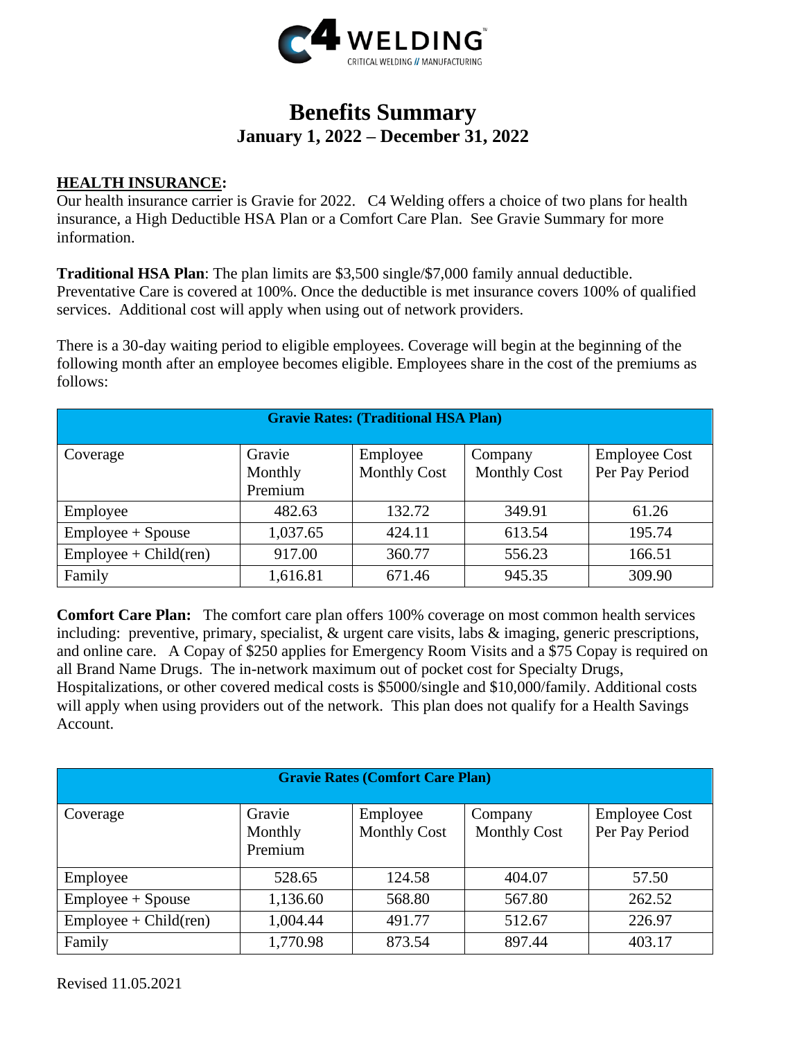# Benefits Summary

## January 1, 2022 – December 31, 2022

**HEALTH INSURANCE:**

Our health insurance carrier is Gravie for 2022. C4 Welding offers a choice of two plans for health insurance, a High Deductible HSA Plan or a Comfort Care Plan. See Gravie Summary for more information.

**Traditional HSA Plan**: The plan limits are $3,500 single/$7,000 family annual deductible. Preventative Care is covered at 100%. Once the deductible is met insurance covers 100% of qualified services. Additional cost will apply when using out of network providers.

There is a 30-day waiting period to eligible employees. Coverage will begin at the beginning of the following month after an employee becomes eligible. Employees share in the cost of the premiums as follows:

| **Gravie Rates: (Traditional HSA Plan)** | | | | |
|---|---|---|---|---|
| Coverage | Gravie Monthly Premium | Employee Monthly Cost | Company Monthly Cost | Employee Cost Per Pay Period |
| Employee | 482.63 | 132.72 | 349.91 | 61.26 |
| Employee + Spouse | 1,037.65 | 424.11 | 613.54 | 195.74 |
| Employee + Child(ren) | 917.00 | 360.77 | 556.23 | 166.51 |
| Family | 1,616.81 | 671.46 | 945.35 | 309.90 |

**Comfort Care Plan:** The comfort care plan offers 100% coverage on most common health services including: preventive, primary, specialist, & urgent care visits, labs & imaging, generic prescriptions, and online care. A Copay of $250 applies for Emergency Room Visits and a $75 Copay is required on all Brand Name Drugs. The in-network maximum out of pocket cost for Specialty Drugs, Hospitalizations, or other covered medical costs is $5000/single and $10,000/family. Additional costs will apply when using providers out of the network. This plan does not qualify for a Health Savings Account.

| **Gravie Rates (Comfort Care Plan)** | | | | |
|---|---|---|---|---|
| Coverage | Gravie Monthly Premium | Employee Monthly Cost | Company Monthly Cost | Employee Cost Per Pay Period |
| Employee | 528.65 | 124.58 | 404.07 | 57.50 |
| Employee + Spouse | 1,136.60 | 568.80 | 567.80 | 262.52 |
| Employee + Child(ren) | 1,004.44 | 491.77 | 512.67 | 226.97 |
| Family | 1,770.98 | 873.54 | 897.44 | 403.17 |

Revised 11.05.2021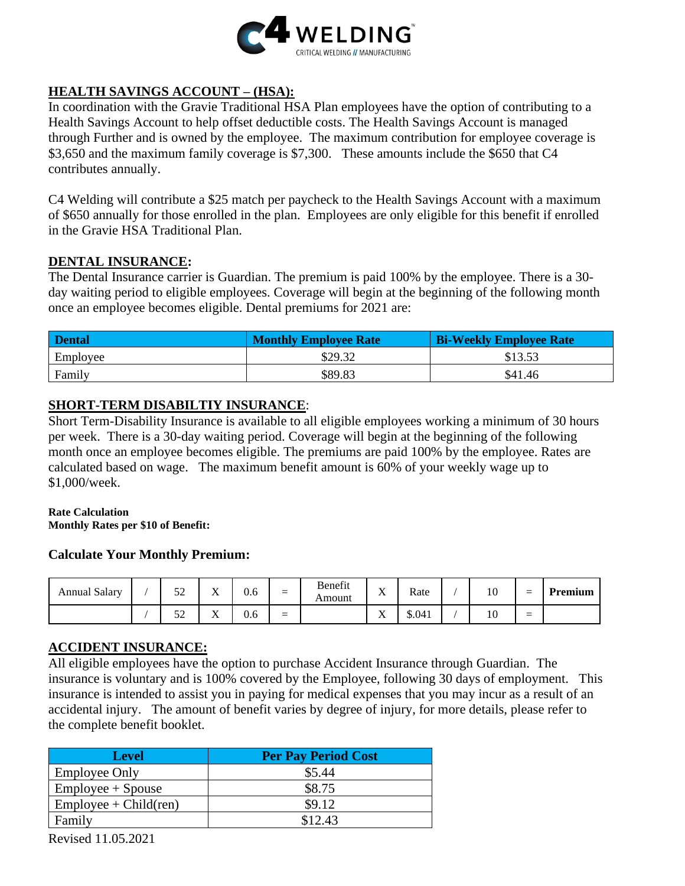**C4 WELDING**
CRITICAL WELDING // MANUFACTURING

## HEALTH SAVINGS ACCOUNT – (HSA):

In coordination with the Gravie Traditional HSA Plan employees have the option of contributing to a Health Savings Account to help offset deductible costs. The Health Savings Account is managed through Further and is owned by the employee. The maximum contribution for employee coverage is $3,650 and the maximum family coverage is $7,300. These amounts include the $650 that C4 contributes annually.

C4 Welding will contribute a $25 match per paycheck to the Health Savings Account with a maximum of $650 annually for those enrolled in the plan. Employees are only eligible for this benefit if enrolled in the Gravie HSA Traditional Plan.

## DENTAL INSURANCE:

The Dental Insurance carrier is Guardian. The premium is paid 100% by the employee. There is a 30-day waiting period to eligible employees. Coverage will begin at the beginning of the following month once an employee becomes eligible. Dental premiums for 2021 are:

| Dental | Monthly Employee Rate | Bi-Weekly Employee Rate |
|---|---|---|
| Employee | $29.32 | $13.53 |
| Family | $89.83 | $41.46 |

## SHORT-TERM DISABILTIY INSURANCE:

Short Term-Disability Insurance is available to all eligible employees working a minimum of 30 hours per week. There is a 30-day waiting period. Coverage will begin at the beginning of the following month once an employee becomes eligible. The premiums are paid 100% by the employee. Rates are calculated based on wage. The maximum benefit amount is 60% of your weekly wage up to $1,000/week.

**Rate Calculation**
**Monthly Rates per $10 of Benefit:**

### Calculate Your Monthly Premium:

| Annual Salary | / | 52 | X | 0.6 | = | Benefit Amount | X | Rate | / | 10 | = | **Premium** |
|---|---|---|---|---|---|---|---|---|---|---|---|---|
| | / | 52 | X | 0.6 | = | | X | $.041 | / | 10 | = | |

## ACCIDENT INSURANCE:

All eligible employees have the option to purchase Accident Insurance through Guardian. The insurance is voluntary and is 100% covered by the Employee, following 30 days of employment. This insurance is intended to assist you in paying for medical expenses that you may incur as a result of an accidental injury. The amount of benefit varies by degree of injury, for more details, please refer to the complete benefit booklet.

| Level | Per Pay Period Cost |
|---|---|
| Employee Only | $5.44 |
| Employee + Spouse | $8.75 |
| Employee + Child(ren) | $9.12 |
| Family | $12.43 |

Revised 11.05.2021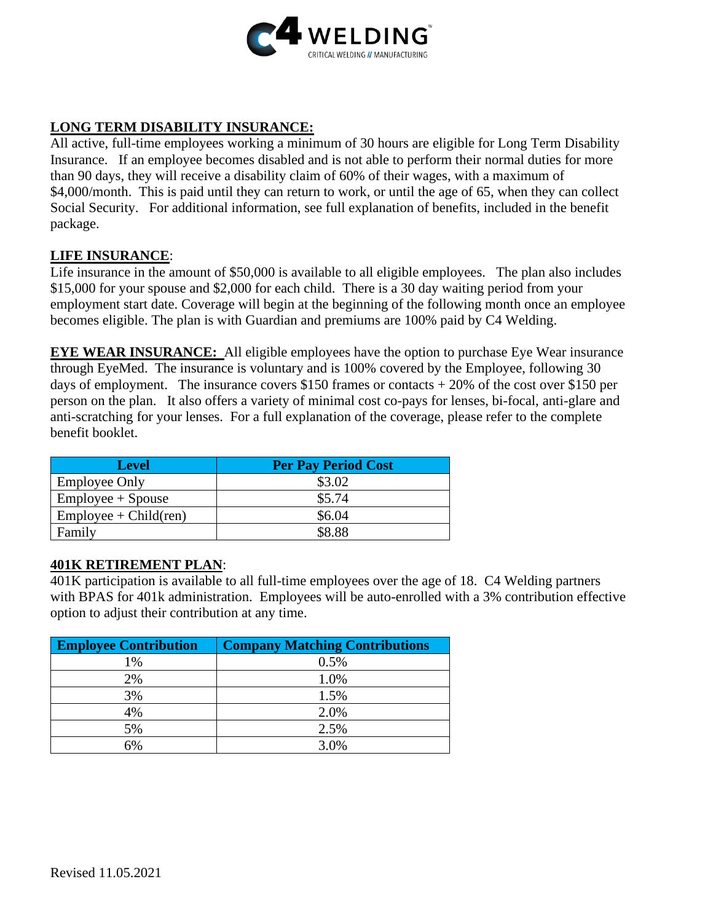## LONG TERM DISABILITY INSURANCE:

All active, full-time employees working a minimum of 30 hours are eligible for Long Term Disability Insurance. If an employee becomes disabled and is not able to perform their normal duties for more than 90 days, they will receive a disability claim of 60% of their wages, with a maximum of $4,000/month. This is paid until they can return to work, or until the age of 65, when they can collect Social Security. For additional information, see full explanation of benefits, included in the benefit package.

## LIFE INSURANCE:

Life insurance in the amount of $50,000 is available to all eligible employees. The plan also includes $15,000 for your spouse and $2,000 for each child. There is a 30 day waiting period from your employment start date. Coverage will begin at the beginning of the following month once an employee becomes eligible. The plan is with Guardian and premiums are 100% paid by C4 Welding.

**EYE WEAR INSURANCE:** All eligible employees have the option to purchase Eye Wear insurance through EyeMed. The insurance is voluntary and is 100% covered by the Employee, following 30 days of employment. The insurance covers $150 frames or contacts + 20% of the cost over $150 per person on the plan. It also offers a variety of minimal cost co-pays for lenses, bi-focal, anti-glare and anti-scratching for your lenses. For a full explanation of the coverage, please refer to the complete benefit booklet.

| Level | Per Pay Period Cost |
|---|---|
| Employee Only | $3.02 |
| Employee + Spouse | $5.74 |
| Employee + Child(ren) | $6.04 |
| Family | $8.88 |

## 401K RETIREMENT PLAN:

401K participation is available to all full-time employees over the age of 18. C4 Welding partners with BPAS for 401k administration. Employees will be auto-enrolled with a 3% contribution effective option to adjust their contribution at any time.

| Employee Contribution | Company Matching Contributions |
|---|---|
| 1% | 0.5% |
| 2% | 1.0% |
| 3% | 1.5% |
| 4% | 2.0% |
| 5% | 2.5% |
| 6% | 3.0% |

Revised 11.05.2021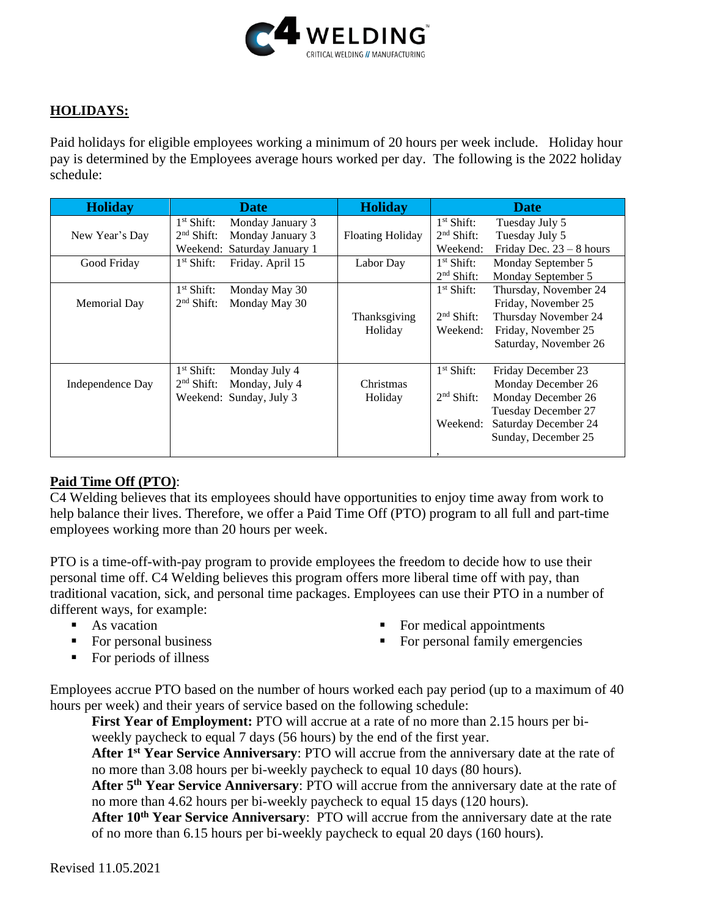## HOLIDAYS:

Paid holidays for eligible employees working a minimum of 20 hours per week include. Holiday hour pay is determined by the Employees average hours worked per day. The following is the 2022 holiday schedule:

| Holiday | Date | Holiday | Date |
|---|---|---|---|
| New Year's Day | 1st Shift: Monday January 3<br>2nd Shift: Monday January 3<br>Weekend: Saturday January 1 | Floating Holiday | 1st Shift: Tuesday July 5<br>2nd Shift: Tuesday July 5<br>Weekend: Friday Dec. 23 – 8 hours |
| Good Friday | 1st Shift: Friday. April 15 | Labor Day | 1st Shift: Monday September 5<br>2nd Shift: Monday September 5 |
| Memorial Day | 1st Shift: Monday May 30<br>2nd Shift: Monday May 30 | Thanksgiving Holiday | 1st Shift: Thursday, November 24<br>Friday, November 25<br>2nd Shift: Thursday November 24<br>Weekend: Friday, November 25<br>Saturday, November 26 |
| Independence Day | 1st Shift: Monday July 4<br>2nd Shift: Monday, July 4<br>Weekend: Sunday, July 3 | Christmas Holiday | 1st Shift: Friday December 23<br>Monday December 26<br>2nd Shift: Monday December 26<br>Tuesday December 27<br>Weekend: Saturday December 24<br>Sunday, December 25<br>, |

## Paid Time Off (PTO):

C4 Welding believes that its employees should have opportunities to enjoy time away from work to help balance their lives. Therefore, we offer a Paid Time Off (PTO) program to all full and part-time employees working more than 20 hours per week.

PTO is a time-off-with-pay program to provide employees the freedom to decide how to use their personal time off. C4 Welding believes this program offers more liberal time off with pay, than traditional vacation, sick, and personal time packages. Employees can use their PTO in a number of different ways, for example:

- As vacation
- For personal business
- For periods of illness
- For medical appointments
- For personal family emergencies

Employees accrue PTO based on the number of hours worked each pay period (up to a maximum of 40 hours per week) and their years of service based on the following schedule:

**First Year of Employment:** PTO will accrue at a rate of no more than 2.15 hours per bi-weekly paycheck to equal 7 days (56 hours) by the end of the first year.

**After 1st Year Service Anniversary**: PTO will accrue from the anniversary date at the rate of no more than 3.08 hours per bi-weekly paycheck to equal 10 days (80 hours).

**After 5th Year Service Anniversary**: PTO will accrue from the anniversary date at the rate of no more than 4.62 hours per bi-weekly paycheck to equal 15 days (120 hours).

**After 10th Year Service Anniversary**: PTO will accrue from the anniversary date at the rate of no more than 6.15 hours per bi-weekly paycheck to equal 20 days (160 hours).

Revised 11.05.2021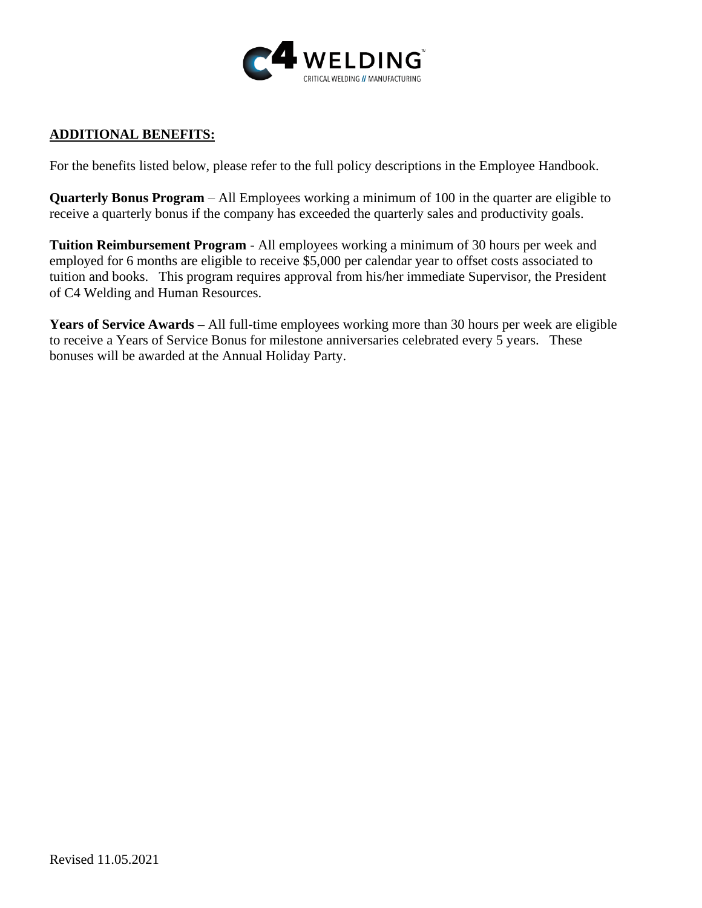## **ADDITIONAL BENEFITS:**

For the benefits listed below, please refer to the full policy descriptions in the Employee Handbook.

**Quarterly Bonus Program** – All Employees working a minimum of 100 in the quarter are eligible to receive a quarterly bonus if the company has exceeded the quarterly sales and productivity goals.

**Tuition Reimbursement Program** - All employees working a minimum of 30 hours per week and employed for 6 months are eligible to receive $5,000 per calendar year to offset costs associated to tuition and books. This program requires approval from his/her immediate Supervisor, the President of C4 Welding and Human Resources.

**Years of Service Awards –** All full-time employees working more than 30 hours per week are eligible to receive a Years of Service Bonus for milestone anniversaries celebrated every 5 years. These bonuses will be awarded at the Annual Holiday Party.

Revised 11.05.2021